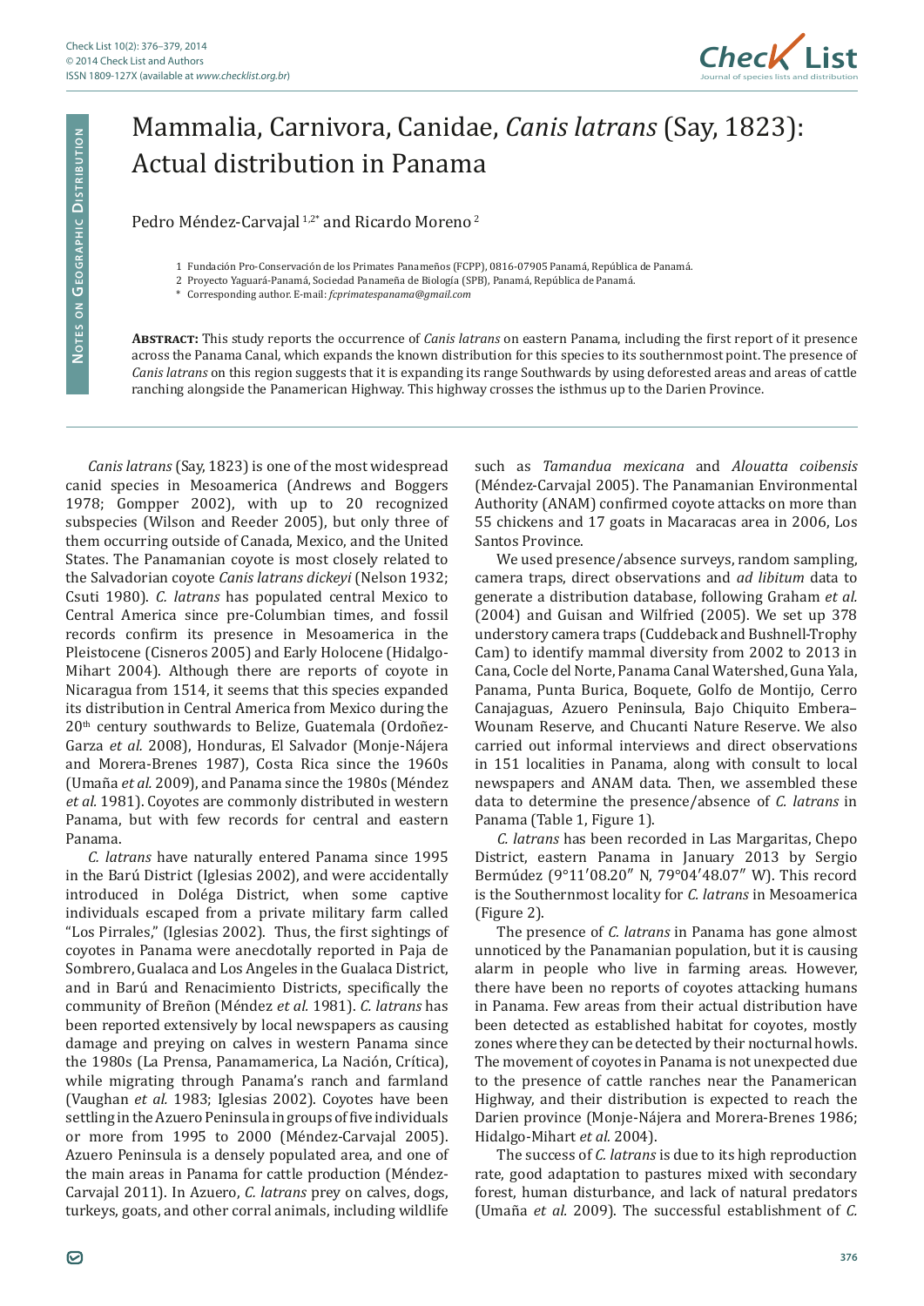Notes on Geographic Distribution

# Mammalia, Carnivora, Canidae, *Canis latrans* (Say, 1823): Actual distribution in Panama

Pedro Méndez-Carvajal [1,2*] and Ricardo Moreno [2]

1 Fundación Pro-Conservación de los Primates Panameños (FCPP), 0816-07905 Panamá, República de Panamá.

2 Proyecto Yaguará-Panamá, Sociedad Panameña de Biología (SPB), Panamá, República de Panamá.

\* Corresponding author. E-mail: *fcprimatespanama@gmail.com*

**Abstract:** This study reports the occurrence of *Canis latrans* on eastern Panama, including the first report of it presence across the Panama Canal, which expands the known distribution for this species to its southernmost point. The presence of *Canis latrans* on this region suggests that it is expanding its range Southwards by using deforested areas and areas of cattle ranching alongside the Panamerican Highway. This highway crosses the isthmus up to the Darien Province.

---

*Canis latrans* (Say, 1823) is one of the most widespread canid species in Mesoamerica (Andrews and Boggers 1978; Gompper 2002), with up to 20 recognized subspecies (Wilson and Reeder 2005), but only three of them occurring outside of Canada, Mexico, and the United States. The Panamanian coyote is most closely related to the Salvadorian coyote *Canis latrans dickeyi* (Nelson 1932; Csuti 1980). *C. latrans* has populated central Mexico to Central America since pre-Columbian times, and fossil records confirm its presence in Mesoamerica in the Pleistocene (Cisneros 2005) and Early Holocene (Hidalgo-Mihart 2004). Although there are reports of coyote in Nicaragua from 1514, it seems that this species expanded its distribution in Central America from Mexico during the 20th century southwards to Belize, Guatemala (Ordoñez-Garza *et al.* 2008), Honduras, El Salvador (Monje-Nájera and Morera-Brenes 1987), Costa Rica since the 1960s (Umaña *et al.* 2009), and Panama since the 1980s (Méndez *et al.* 1981). Coyotes are commonly distributed in western Panama, but with few records for central and eastern Panama.

*C. latrans* have naturally entered Panama since 1995 in the Barú District (Iglesias 2002), and were accidentally introduced in Doléga District, when some captive individuals escaped from a private military farm called "Los Pirrales," (Iglesias 2002). Thus, the first sightings of coyotes in Panama were anecdotally reported in Paja de Sombrero, Gualaca and Los Angeles in the Gualaca District, and in Barú and Renacimiento Districts, specifically the community of Breñon (Méndez *et al.* 1981). *C. latrans* has been reported extensively by local newspapers as causing damage and preying on calves in western Panama since the 1980s (La Prensa, Panamamerica, La Nación, Crítica), while migrating through Panama's ranch and farmland (Vaughan *et al.* 1983; Iglesias 2002). Coyotes have been settling in the Azuero Peninsula in groups of five individuals or more from 1995 to 2000 (Méndez-Carvajal 2005). Azuero Peninsula is a densely populated area, and one of the main areas in Panama for cattle production (Méndez-Carvajal 2011). In Azuero, *C. latrans* prey on calves, dogs, turkeys, goats, and other corral animals, including wildlife such as *Tamandua mexicana* and *Alouatta coibensis* (Méndez-Carvajal 2005). The Panamanian Environmental Authority (ANAM) confirmed coyote attacks on more than 55 chickens and 17 goats in Macaracas area in 2006, Los Santos Province.

We used presence/absence surveys, random sampling, camera traps, direct observations and *ad libitum* data to generate a distribution database, following Graham *et al.* (2004) and Guisan and Wilfried (2005). We set up 378 understory camera traps (Cuddeback and Bushnell-Trophy Cam) to identify mammal diversity from 2002 to 2013 in Cana, Cocle del Norte, Panama Canal Watershed, Guna Yala, Panama, Punta Burica, Boquete, Golfo de Montijo, Cerro Canajaguas, Azuero Peninsula, Bajo Chiquito Embera–Wounam Reserve, and Chucanti Nature Reserve. We also carried out informal interviews and direct observations in 151 localities in Panama, along with consult to local newspapers and ANAM data. Then, we assembled these data to determine the presence/absence of *C. latrans* in Panama (Table 1, Figure 1).

*C. latrans* has been recorded in Las Margaritas, Chepo District, eastern Panama in January 2013 by Sergio Bermúdez (9°11′08.20″ N, 79°04′48.07″ W). This record is the Southernmost locality for *C. latrans* in Mesoamerica (Figure 2).

The presence of *C. latrans* in Panama has gone almost unnoticed by the Panamanian population, but it is causing alarm in people who live in farming areas. However, there have been no reports of coyotes attacking humans in Panama. Few areas from their actual distribution have been detected as established habitat for coyotes, mostly zones where they can be detected by their nocturnal howls. The movement of coyotes in Panama is not unexpected due to the presence of cattle ranches near the Panamerican Highway, and their distribution is expected to reach the Darien province (Monje-Nájera and Morera-Brenes 1986; Hidalgo-Mihart *et al.* 2004).

The success of *C. latrans* is due to its high reproduction rate, good adaptation to pastures mixed with secondary forest, human disturbance, and lack of natural predators (Umaña *et al.* 2009). The successful establishment of *C.*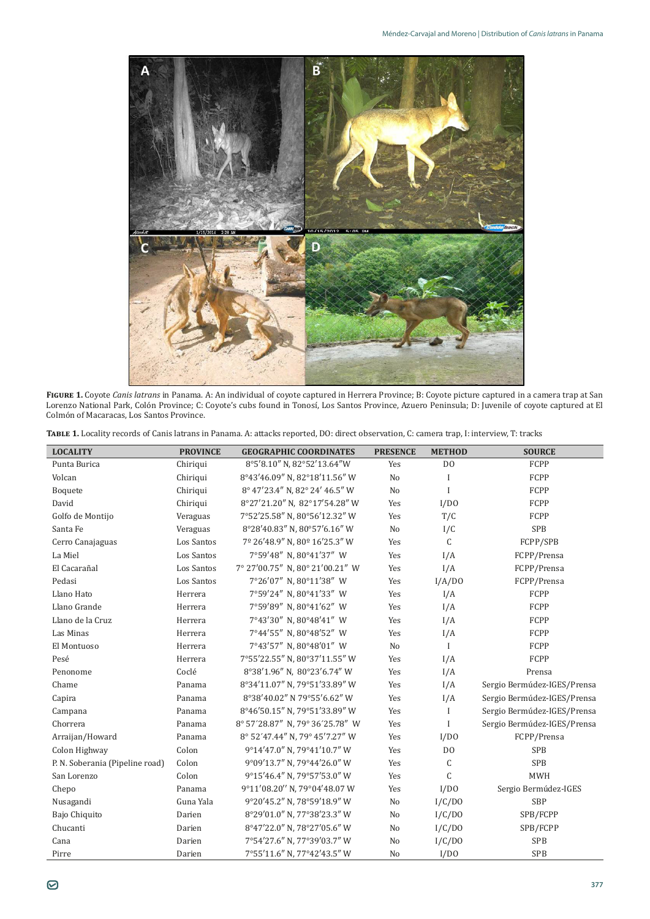**Figure 1.** Coyote *Canis latrans* in Panama. A: An individual of coyote captured in Herrera Province; B: Coyote picture captured in a camera trap at San Lorenzo National Park, Colón Province; C: Coyote's cubs found in Tonosí, Los Santos Province, Azuero Peninsula; D: Juvenile of coyote captured at El Colmón of Macaracas, Los Santos Province.

**Table 1.** Locality records of Canis latrans in Panama. A: attacks reported, DO: direct observation, C: camera trap, I: interview, T: tracks

| LOCALITY | PROVINCE | GEOGRAPHIC COORDINATES | PRESENCE | METHOD | SOURCE |
|---|---|---|---|---|---|
| Punta Burica | Chiriqui | 8°5′8.10″ N, 82°52′13.64″W | Yes | DO | FCPP |
| Volcan | Chiriqui | 8°43′46.09″ N, 82°18′11.56″ W | No | I | FCPP |
| Boquete | Chiriqui | 8° 47′23.4″ N, 82° 24′ 46.5″ W | No | I | FCPP |
| David | Chiriqui | 8°27′21.20″ N, 82°17′54.28″ W | Yes | I/DO | FCPP |
| Golfo de Montijo | Veraguas | 7°52′25.58″ N, 80°56′12.32″ W | Yes | T/C | FCPP |
| Santa Fe | Veraguas | 8°28′40.83″ N, 80°57′6.16″ W | No | I/C | SPB |
| Cerro Canajaguas | Los Santos | 7º 26′48.9″ N, 80º 16′25.3″ W | Yes | C | FCPP/SPB |
| La Miel | Los Santos | 7°59′48″ N, 80°41′37″ W | Yes | I/A | FCPP/Prensa |
| El Cacarañal | Los Santos | 7° 27′00.75″ N, 80° 21′00.21″ W | Yes | I/A | FCPP/Prensa |
| Pedasi | Los Santos | 7°26′07″ N, 80°11′38″ W | Yes | I/A/DO | FCPP/Prensa |
| Llano Hato | Herrera | 7°59′24″ N, 80°41′33″ W | Yes | I/A | FCPP |
| Llano Grande | Herrera | 7°59′89″ N, 80°41′62″ W | Yes | I/A | FCPP |
| Llano de la Cruz | Herrera | 7°43′30″ N, 80°48′41″ W | Yes | I/A | FCPP |
| Las Minas | Herrera | 7°44′55″ N, 80°48′52″ W | Yes | I/A | FCPP |
| El Montuoso | Herrera | 7°43′57″ N, 80°48′01″ W | No | I | FCPP |
| Pesé | Herrera | 7°55′22.55″ N, 80°37′11.55″ W | Yes | I/A | FCPP |
| Penonome | Coclé | 8°38′1.96″ N, 80°23′6.74″ W | Yes | I/A | Prensa |
| Chame | Panama | 8°34′11.07″ N, 79°51′33.89″ W | Yes | I/A | Sergio Bermúdez-IGES/Prensa |
| Capira | Panama | 8°38′40.02″ N 79°55′6.62″ W | Yes | I/A | Sergio Bermúdez-IGES/Prensa |
| Campana | Panama | 8°46′50.15″ N, 79°51′33.89″ W | Yes | I | Sergio Bermúdez-IGES/Prensa |
| Chorrera | Panama | 8° 57′28.87″ N, 79° 36′25.78″ W | Yes | I | Sergio Bermúdez-IGES/Prensa |
| Arraijan/Howard | Panama | 8° 52′47.44″ N, 79° 45′7.27″ W | Yes | I/DO | FCPP/Prensa |
| Colon Highway | Colon | 9°14′47.0″ N, 79°41′10.7″ W | Yes | DO | SPB |
| P. N. Soberania (Pipeline road) | Colon | 9°09′13.7″ N, 79°44′26.0″ W | Yes | C | SPB |
| San Lorenzo | Colon | 9°15′46.4″ N, 79°57′53.0″ W | Yes | C | MWH |
| Chepo | Panama | 9°11′08.20′′ N, 79°04′48.07 W | Yes | I/DO | Sergio Bermúdez-IGES |
| Nusagandi | Guna Yala | 9°20′45.2″ N, 78°59′18.9″ W | No | I/C/DO | SBP |
| Bajo Chiquito | Darien | 8°29′01.0″ N, 77°38′23.3″ W | No | I/C/DO | SPB/FCPP |
| Chucanti | Darien | 8°47′22.0″ N, 78°27′05.6″ W | No | I/C/DO | SPB/FCPP |
| Cana | Darien | 7°54′27.6″ N, 77°39′03.7″ W | No | I/C/DO | SPB |
| Pirre | Darien | 7°55′11.6″ N, 77°42′43.5″ W | No | I/DO | SPB |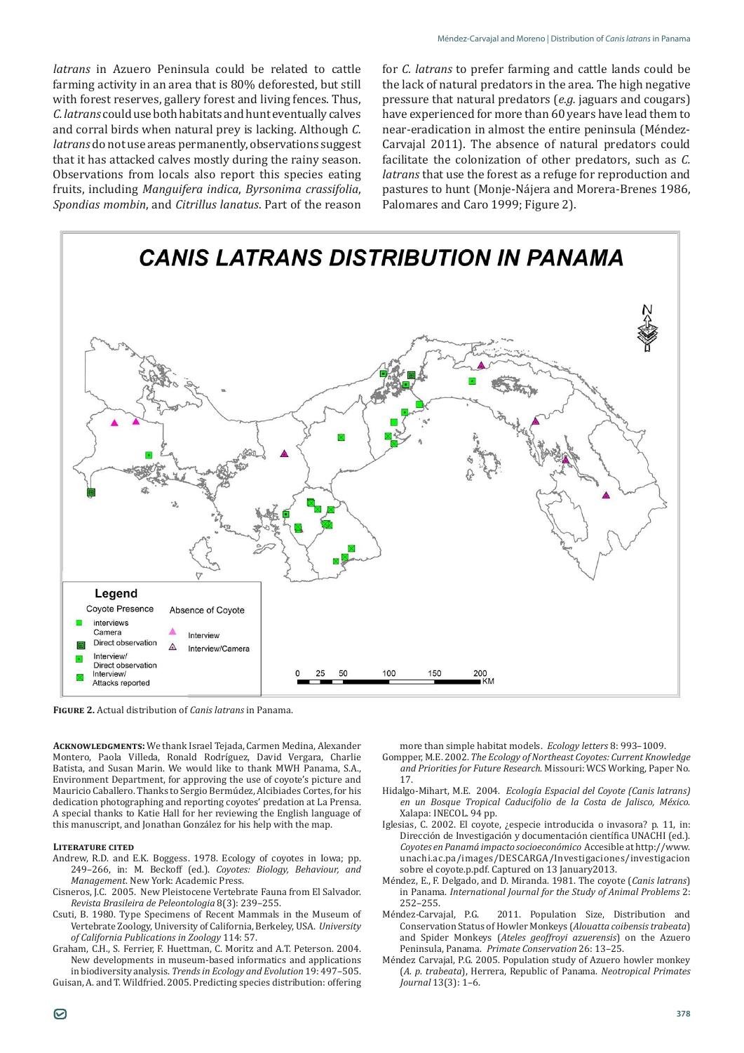*latrans* in Azuero Peninsula could be related to cattle farming activity in an area that is 80% deforested, but still with forest reserves, gallery forest and living fences. Thus, *C. latrans* could use both habitats and hunt eventually calves and corral birds when natural prey is lacking. Although *C. latrans* do not use areas permanently, observations suggest that it has attacked calves mostly during the rainy season. Observations from locals also report this species eating fruits, including *Manguifera indica*, *Byrsonima crassifolia*, *Spondias mombin*, and *Citrillus lanatus*. Part of the reason for *C. latrans* to prefer farming and cattle lands could be the lack of natural predators in the area. The high negative pressure that natural predators (*e.g.* jaguars and cougars) have experienced for more than 60 years have lead them to near-eradication in almost the entire peninsula (Méndez-Carvajal 2011). The absence of natural predators could facilitate the colonization of other predators, such as *C. latrans* that use the forest as a refuge for reproduction and pastures to hunt (Monje-Nájera and Morera-Brenes 1986, Palomares and Caro 1999; Figure 2).

**Figure 2.** Actual distribution of *Canis latrans* in Panama.

**Acknowledgments:** We thank Israel Tejada, Carmen Medina, Alexander Montero, Paola Villeda, Ronald Rodríguez, David Vergara, Charlie Batista, and Susan Marin. We would like to thank MWH Panama, S.A., Environment Department, for approving the use of coyote's picture and Mauricio Caballero. Thanks to Sergio Bermúdez, Alcibiades Cortes, for his dedication photographing and reporting coyotes' predation at La Prensa. A special thanks to Katie Hall for her reviewing the English language of this manuscript, and Jonathan González for his help with the map.

## Literature cited

Andrew, R.D. and E.K. Boggess. 1978. Ecology of coyotes in Iowa; pp. 249–266, in: M. Beckoff (ed.). *Coyotes: Biology, Behaviour, and Management*. New York: Academic Press.

Cisneros, J.C. 2005. New Pleistocene Vertebrate Fauna from El Salvador. *Revista Brasileira de Peleontologia* 8(3): 239–255.

Csuti, B. 1980. Type Specimens of Recent Mammals in the Museum of Vertebrate Zoology, University of California, Berkeley, USA. *University of California Publications in Zoology* 114: 57.

Graham, C.H., S. Ferrier, F. Huettman, C. Moritz and A.T. Peterson. 2004. New developments in museum-based informatics and applications in biodiversity analysis. *Trends in Ecology and Evolution* 19: 497–505.

Guisan, A. and T. Wildfried. 2005. Predicting species distribution: offering more than simple habitat models. *Ecology letters* 8: 993–1009.

Gompper, M.E. 2002. *The Ecology of Northeast Coyotes: Current Knowledge and Priorities for Future Research.* Missouri: WCS Working, Paper No. 17.

Hidalgo-Mihart, M.E. 2004. *Ecología Espacial del Coyote (Canis latrans) en un Bosque Tropical Caducifolio de la Costa de Jalisco, México.* Xalapa: INECOL. 94 pp.

Iglesias, C. 2002. El coyote, ¿especie introducida o invasora? p. 11, in: Dirección de Investigación y documentación científica UNACHI (ed.). *Coyotes en Panamá impacto socioeconómico* Accesible at http://www.unachi.ac.pa/images/DESCARGA/Investigaciones/investigacion sobre el coyote.p.pdf. Captured on 13 January2013.

Méndez, E., F. Delgado, and D. Miranda. 1981. The coyote (*Canis latrans*) in Panama. *International Journal for the Study of Animal Problems* 2: 252–255.

Méndez-Carvajal, P.G. 2011. Population Size, Distribution and Conservation Status of Howler Monkeys (*Alouatta coibensis trabeata*) and Spider Monkeys (*Ateles geoffroyi azuerensis*) on the Azuero Peninsula, Panama. *Primate Conservation* 26: 13–25.

Méndez Carvajal, P.G. 2005. Population study of Azuero howler monkey (*A. p. trabeata*), Herrera, Republic of Panama. *Neotropical Primates Journal* 13(3): 1–6.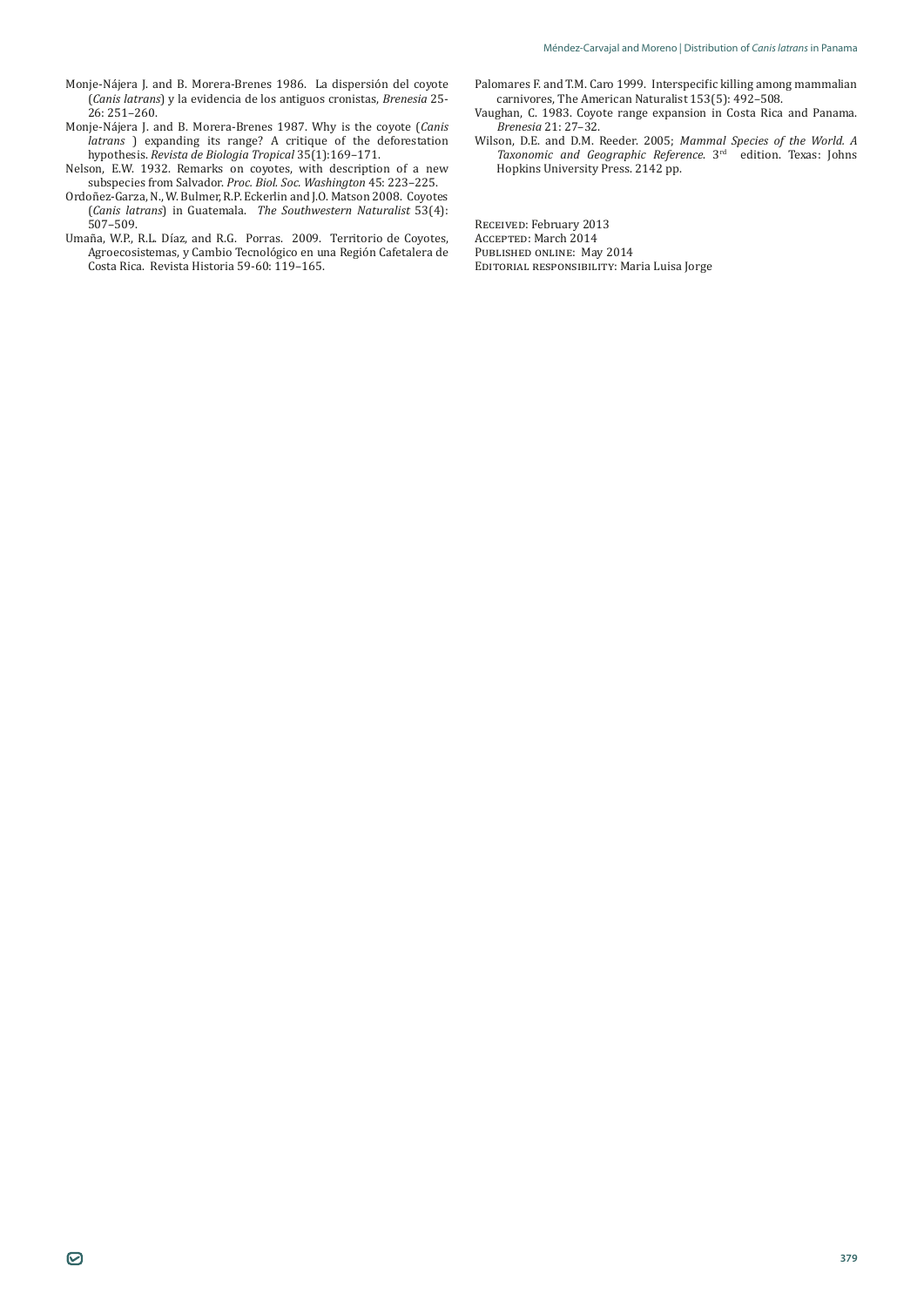Monje-Nájera J. and B. Morera-Brenes 1986. La dispersión del coyote (*Canis latrans*) y la evidencia de los antiguos cronistas, *Brenesia* 25-26: 251–260.

Monje-Nájera J. and B. Morera-Brenes 1987. Why is the coyote (*Canis latrans* ) expanding its range? A critique of the deforestation hypothesis. *Revista de Biologia Tropical* 35(1):169–171.

Nelson, E.W. 1932. Remarks on coyotes, with description of a new subspecies from Salvador. *Proc. Biol. Soc. Washington* 45: 223–225.

Ordoñez-Garza, N., W. Bulmer, R.P. Eckerlin and J.O. Matson 2008. Coyotes (*Canis latrans*) in Guatemala. *The Southwestern Naturalist* 53(4): 507–509.

Umaña, W.P., R.L. Díaz, and R.G. Porras. 2009. Territorio de Coyotes, Agroecosistemas, y Cambio Tecnológico en una Región Cafetalera de Costa Rica. Revista Historia 59-60: 119–165.

Palomares F. and T.M. Caro 1999. Interspecific killing among mammalian carnivores, The American Naturalist 153(5): 492–508.

Vaughan, C. 1983. Coyote range expansion in Costa Rica and Panama. *Brenesia* 21: 27–32.

Wilson, D.E. and D.M. Reeder. 2005; *Mammal Species of the World. A Taxonomic and Geographic Reference*. 3rd edition. Texas: Johns Hopkins University Press. 2142 pp.

Received: February 2013
Accepted: March 2014
Published online: May 2014
Editorial responsibility: Maria Luisa Jorge